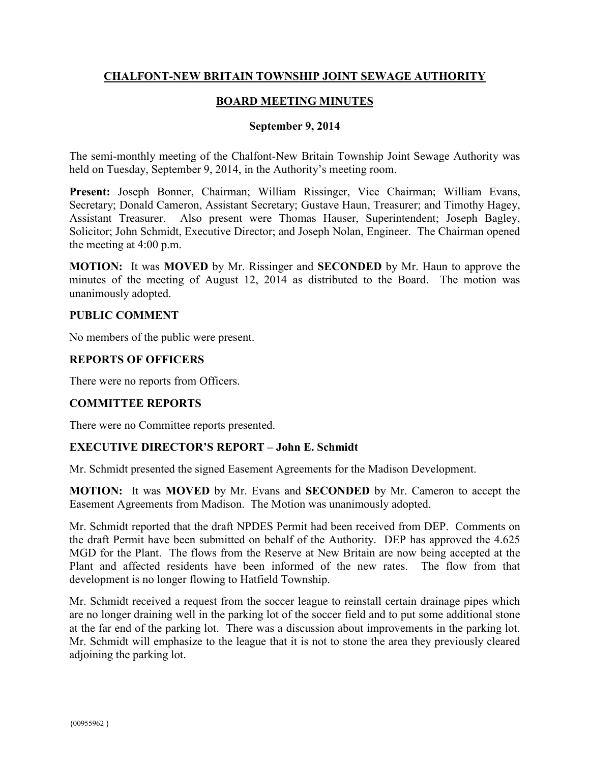# CHALFONT-NEW BRITAIN TOWNSHIP JOINT SEWAGE AUTHORITY

## BOARD MEETING MINUTES

### September 9, 2014

The semi-monthly meeting of the Chalfont-New Britain Township Joint Sewage Authority was held on Tuesday, September 9, 2014, in the Authority's meeting room.

**Present:** Joseph Bonner, Chairman; William Rissinger, Vice Chairman; William Evans, Secretary; Donald Cameron, Assistant Secretary; Gustave Haun, Treasurer; and Timothy Hagey, Assistant Treasurer. Also present were Thomas Hauser, Superintendent; Joseph Bagley, Solicitor; John Schmidt, Executive Director; and Joseph Nolan, Engineer. The Chairman opened the meeting at 4:00 p.m.

**MOTION:** It was **MOVED** by Mr. Rissinger and **SECONDED** by Mr. Haun to approve the minutes of the meeting of August 12, 2014 as distributed to the Board. The motion was unanimously adopted.

**PUBLIC COMMENT**

No members of the public were present.

**REPORTS OF OFFICERS**

There were no reports from Officers.

**COMMITTEE REPORTS**

There were no Committee reports presented.

**EXECUTIVE DIRECTOR'S REPORT – John E. Schmidt**

Mr. Schmidt presented the signed Easement Agreements for the Madison Development.

**MOTION:** It was **MOVED** by Mr. Evans and **SECONDED** by Mr. Cameron to accept the Easement Agreements from Madison. The Motion was unanimously adopted.

Mr. Schmidt reported that the draft NPDES Permit had been received from DEP. Comments on the draft Permit have been submitted on behalf of the Authority. DEP has approved the 4.625 MGD for the Plant. The flows from the Reserve at New Britain are now being accepted at the Plant and affected residents have been informed of the new rates. The flow from that development is no longer flowing to Hatfield Township.

Mr. Schmidt received a request from the soccer league to reinstall certain drainage pipes which are no longer draining well in the parking lot of the soccer field and to put some additional stone at the far end of the parking lot. There was a discussion about improvements in the parking lot. Mr. Schmidt will emphasize to the league that it is not to stone the area they previously cleared adjoining the parking lot.

{00955962 }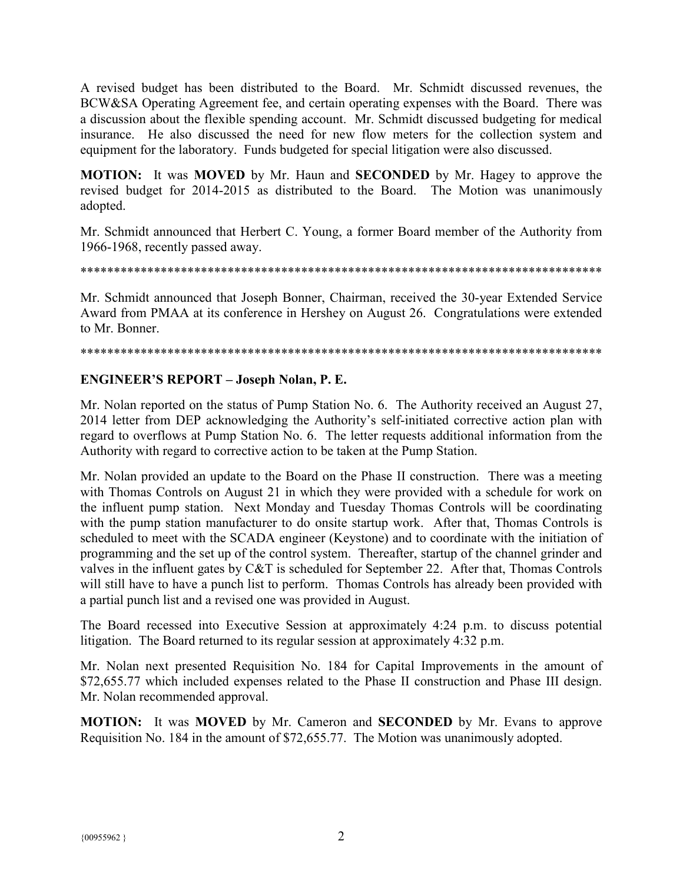A revised budget has been distributed to the Board. Mr. Schmidt discussed revenues, the BCW&SA Operating Agreement fee, and certain operating expenses with the Board. There was a discussion about the flexible spending account. Mr. Schmidt discussed budgeting for medical insurance. He also discussed the need for new flow meters for the collection system and equipment for the laboratory. Funds budgeted for special litigation were also discussed.

**MOTION:** It was **MOVED** by Mr. Haun and **SECONDED** by Mr. Hagey to approve the revised budget for 2014-2015 as distributed to the Board. The Motion was unanimously adopted.

Mr. Schmidt announced that Herbert C. Young, a former Board member of the Authority from 1966-1968, recently passed away.

********************************************************************************

Mr. Schmidt announced that Joseph Bonner, Chairman, received the 30-year Extended Service Award from PMAA at its conference in Hershey on August 26. Congratulations were extended to Mr. Bonner.

********************************************************************************

**ENGINEER'S REPORT – Joseph Nolan, P. E.**

Mr. Nolan reported on the status of Pump Station No. 6. The Authority received an August 27, 2014 letter from DEP acknowledging the Authority's self-initiated corrective action plan with regard to overflows at Pump Station No. 6. The letter requests additional information from the Authority with regard to corrective action to be taken at the Pump Station.

Mr. Nolan provided an update to the Board on the Phase II construction. There was a meeting with Thomas Controls on August 21 in which they were provided with a schedule for work on the influent pump station. Next Monday and Tuesday Thomas Controls will be coordinating with the pump station manufacturer to do onsite startup work. After that, Thomas Controls is scheduled to meet with the SCADA engineer (Keystone) and to coordinate with the initiation of programming and the set up of the control system. Thereafter, startup of the channel grinder and valves in the influent gates by C&T is scheduled for September 22. After that, Thomas Controls will still have to have a punch list to perform. Thomas Controls has already been provided with a partial punch list and a revised one was provided in August.

The Board recessed into Executive Session at approximately 4:24 p.m. to discuss potential litigation. The Board returned to its regular session at approximately 4:32 p.m.

Mr. Nolan next presented Requisition No. 184 for Capital Improvements in the amount of $72,655.77 which included expenses related to the Phase II construction and Phase III design. Mr. Nolan recommended approval.

**MOTION:** It was **MOVED** by Mr. Cameron and **SECONDED** by Mr. Evans to approve Requisition No. 184 in the amount of $72,655.77. The Motion was unanimously adopted.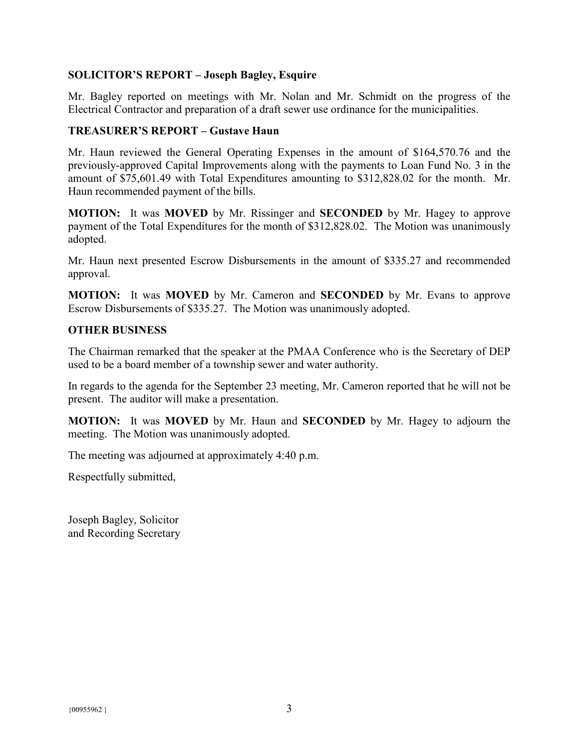**SOLICITOR'S REPORT – Joseph Bagley, Esquire**

Mr. Bagley reported on meetings with Mr. Nolan and Mr. Schmidt on the progress of the Electrical Contractor and preparation of a draft sewer use ordinance for the municipalities.

**TREASURER'S REPORT – Gustave Haun**

Mr. Haun reviewed the General Operating Expenses in the amount of $164,570.76 and the previously-approved Capital Improvements along with the payments to Loan Fund No. 3 in the amount of $75,601.49 with Total Expenditures amounting to $312,828.02 for the month. Mr. Haun recommended payment of the bills.

**MOTION:** It was **MOVED** by Mr. Rissinger and **SECONDED** by Mr. Hagey to approve payment of the Total Expenditures for the month of $312,828.02. The Motion was unanimously adopted.

Mr. Haun next presented Escrow Disbursements in the amount of $335.27 and recommended approval.

**MOTION:** It was **MOVED** by Mr. Cameron and **SECONDED** by Mr. Evans to approve Escrow Disbursements of $335.27. The Motion was unanimously adopted.

**OTHER BUSINESS**

The Chairman remarked that the speaker at the PMAA Conference who is the Secretary of DEP used to be a board member of a township sewer and water authority.

In regards to the agenda for the September 23 meeting, Mr. Cameron reported that he will not be present. The auditor will make a presentation.

**MOTION:** It was **MOVED** by Mr. Haun and **SECONDED** by Mr. Hagey to adjourn the meeting. The Motion was unanimously adopted.

The meeting was adjourned at approximately 4:40 p.m.

Respectfully submitted,

Joseph Bagley, Solicitor
and Recording Secretary

{00955962 }